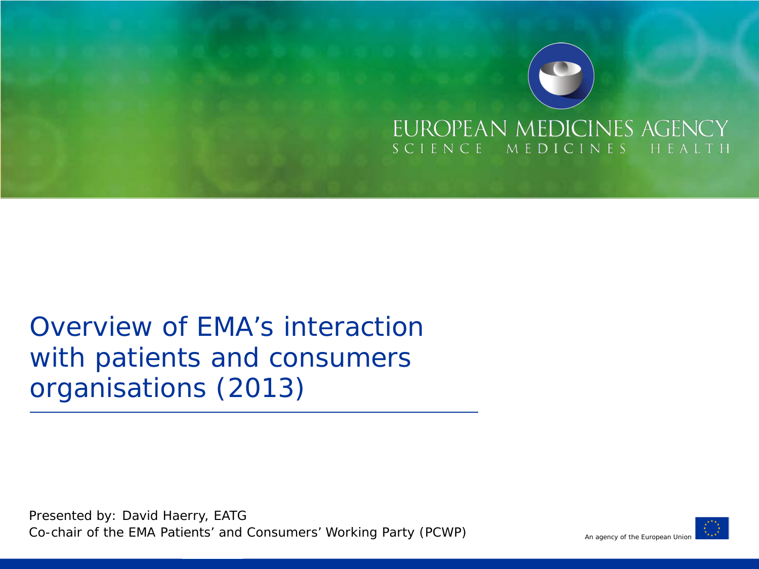EUROPEAN MEDICINES AGENCY
SCIENCE MEDICINES HEALTH

# Overview of EMA's interaction with patients and consumers organisations (2013)

Presented by: David Haerry, EATG
Co-chair of the EMA Patients' and Consumers' Working Party (PCWP)

An agency of the European Union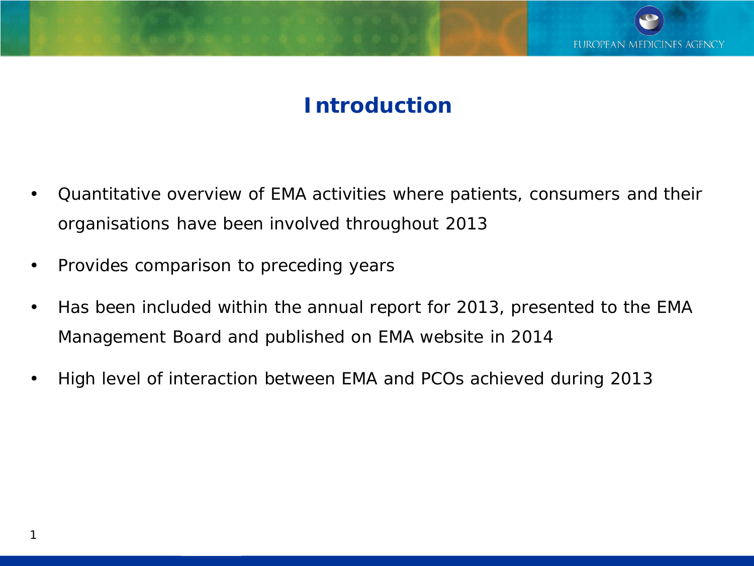# Introduction

- Quantitative overview of EMA activities where patients, consumers and their organisations have been involved throughout 2013
- Provides comparison to preceding years
- Has been included within the annual report for 2013, presented to the EMA Management Board and published on EMA website in 2014
- High level of interaction between EMA and PCOs achieved during 2013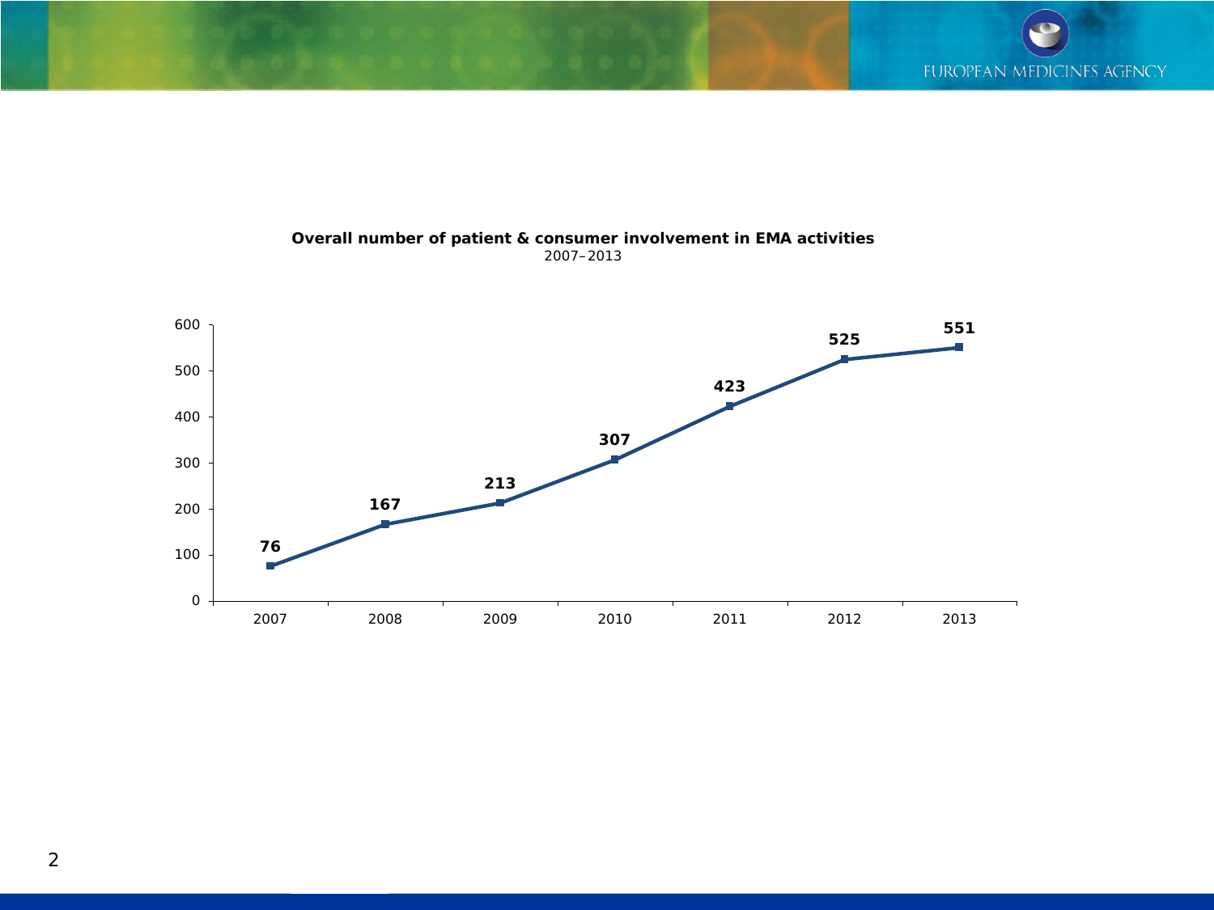**Overall number of patient & consumer involvement in EMA activities**

2007–2013

| Year | Number |
|---|---|
| 2007 | 76 |
| 2008 | 167 |
| 2009 | 213 |
| 2010 | 307 |
| 2011 | 423 |
| 2012 | 525 |
| 2013 | 551 |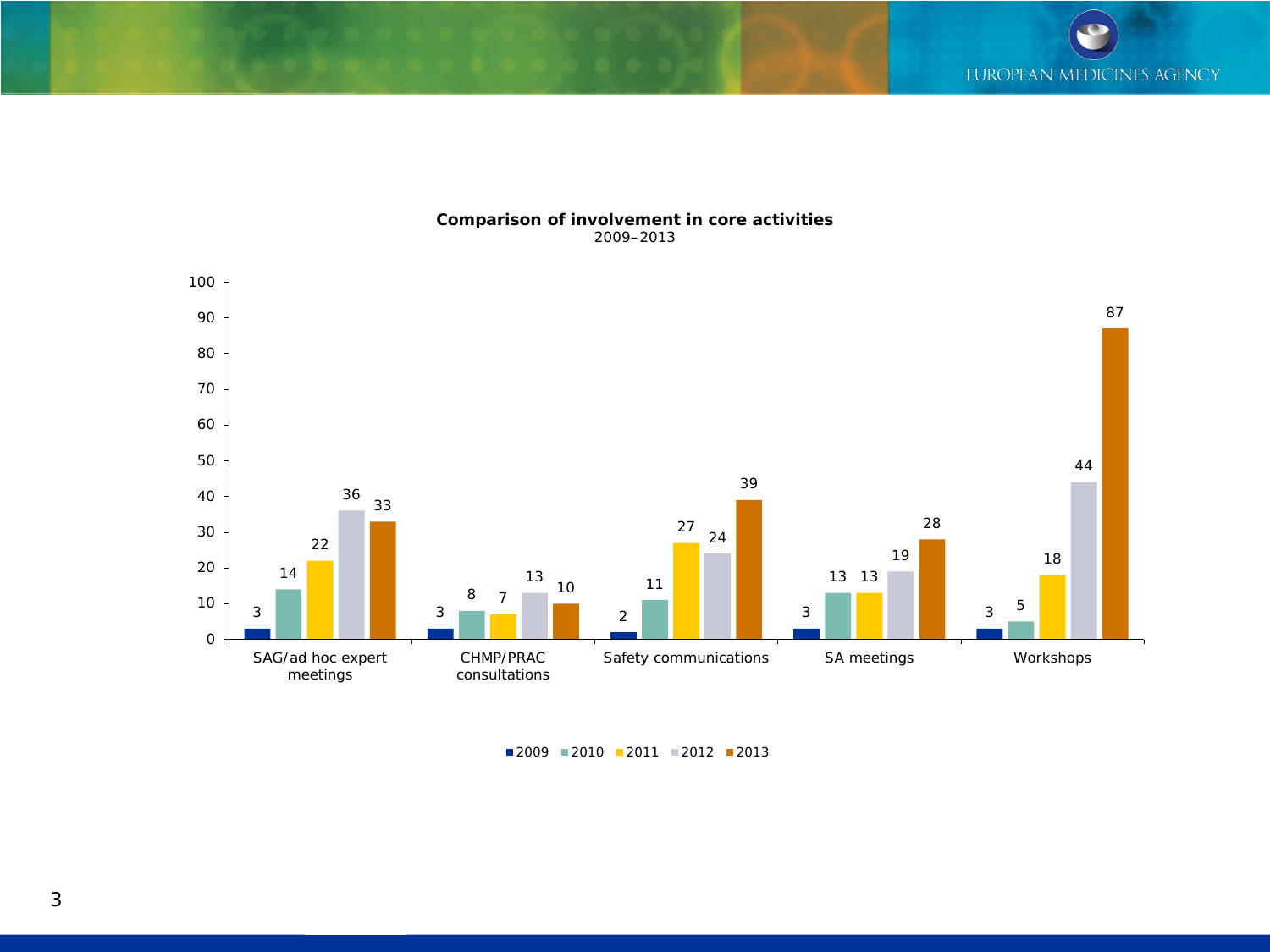**Comparison of involvement in core activities**
2009–2013

| | 2009 | 2010 | 2011 | 2012 | 2013 |
|---|---|---|---|---|---|
| SAG/ad hoc expert meetings | 3 | 14 | 22 | 36 | 33 |
| CHMP/PRAC consultations | 3 | 8 | 7 | 13 | 10 |
| Safety communications | 2 | 11 | 27 | 24 | 39 |
| SA meetings | 3 | 13 | 13 | 19 | 28 |
| Workshops | 3 | 5 | 18 | 44 | 87 |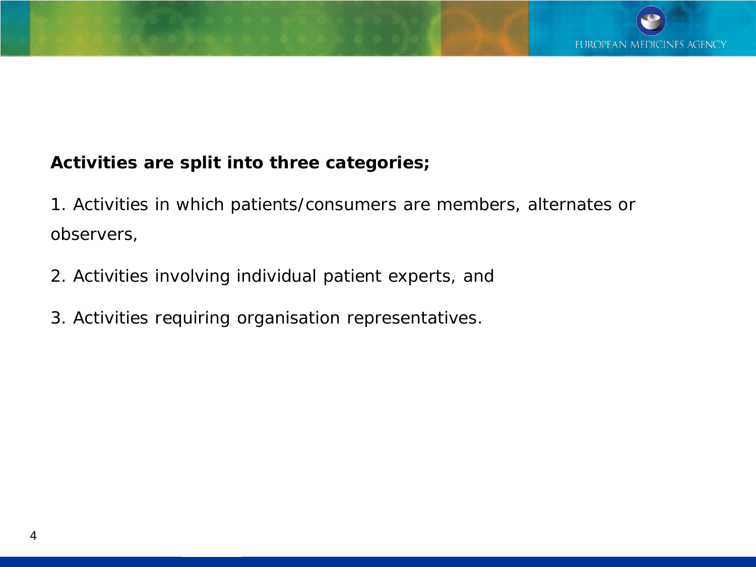**Activities are split into three categories;**

1. Activities in which patients/consumers are members, alternates or observers,
2. Activities involving individual patient experts, and
3. Activities requiring organisation representatives.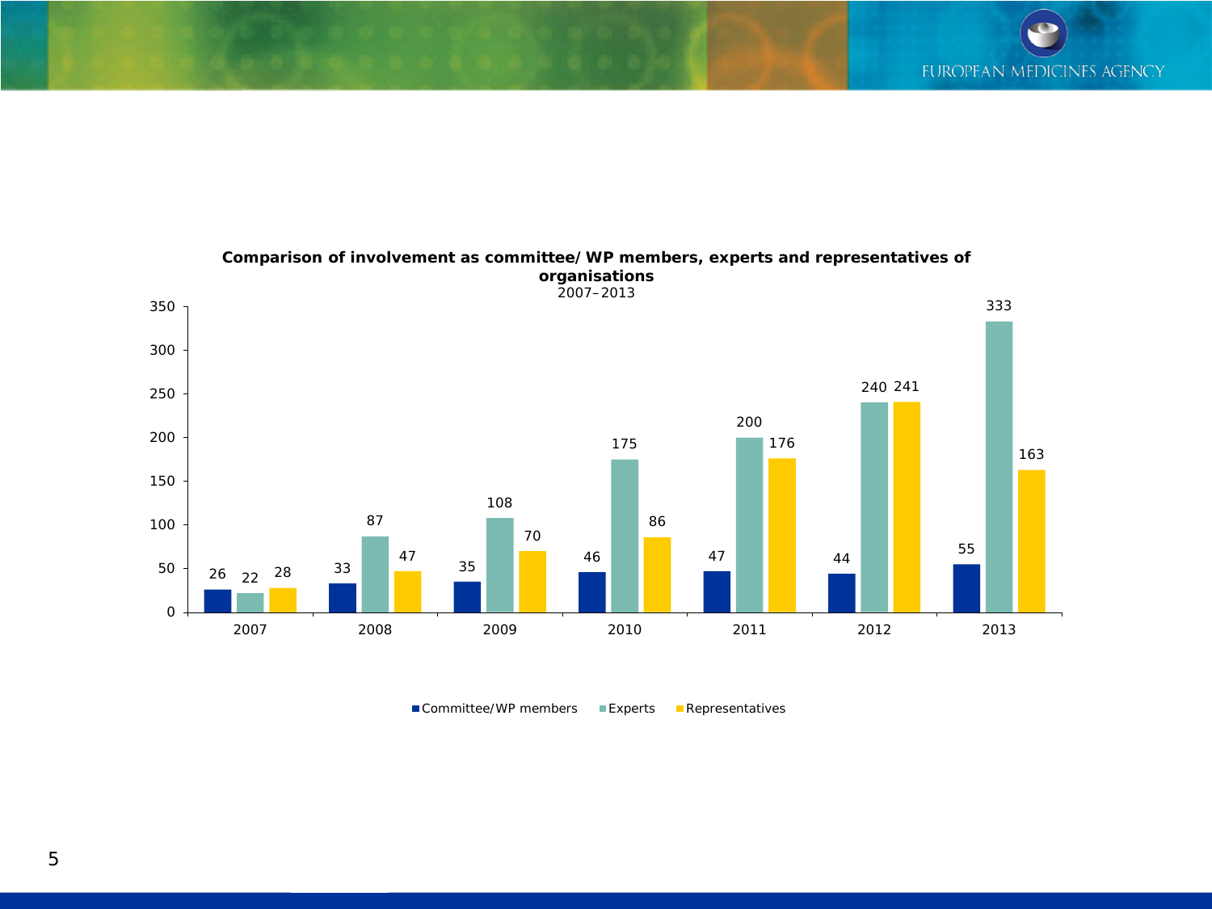**Comparison of involvement as committee/ WP members, experts and representatives of organisations**
2007–2013

| Year | Committee/WP members | Experts | Representatives |
|---|---|---|---|
| 2007 | 26 | 22 | 28 |
| 2008 | 33 | 87 | 47 |
| 2009 | 35 | 108 | 70 |
| 2010 | 46 | 175 | 86 |
| 2011 | 47 | 200 | 176 |
| 2012 | 44 | 240 | 241 |
| 2013 | 55 | 333 | 163 |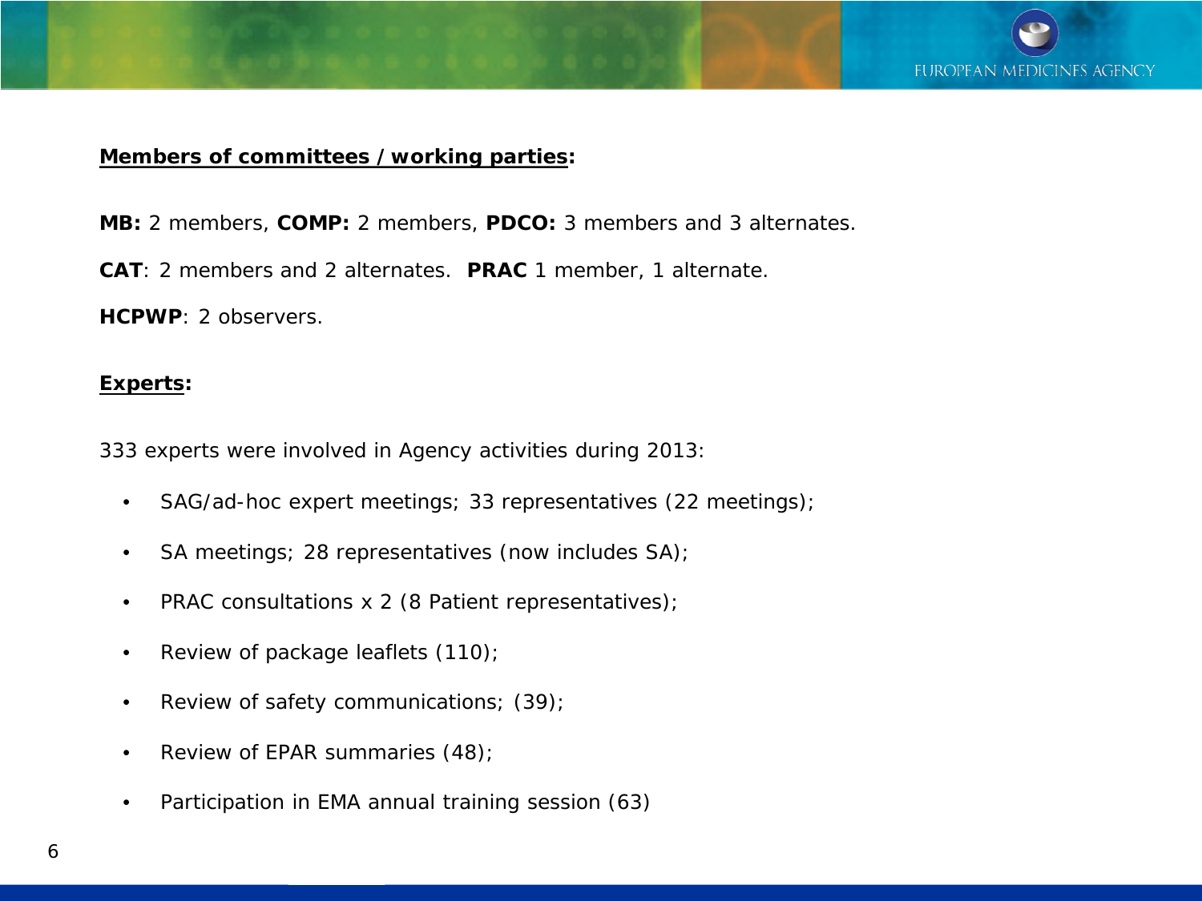**Members of committees / working parties:**

**MB:** 2 members, **COMP:** 2 members, **PDCO:** 3 members and 3 alternates.

**CAT**: 2 members and 2 alternates.  **PRAC** 1 member, 1 alternate.

**HCPWP**: 2 observers.

**Experts:**

333 experts were involved in Agency activities during 2013:

- SAG/ad-hoc expert meetings; 33 representatives (22 meetings);
- SA meetings; 28 representatives (now includes SA);
- PRAC consultations x 2 (8 Patient representatives);
- Review of package leaflets (110);
- Review of safety communications; (39);
- Review of EPAR summaries (48);
- Participation in EMA annual training session (63)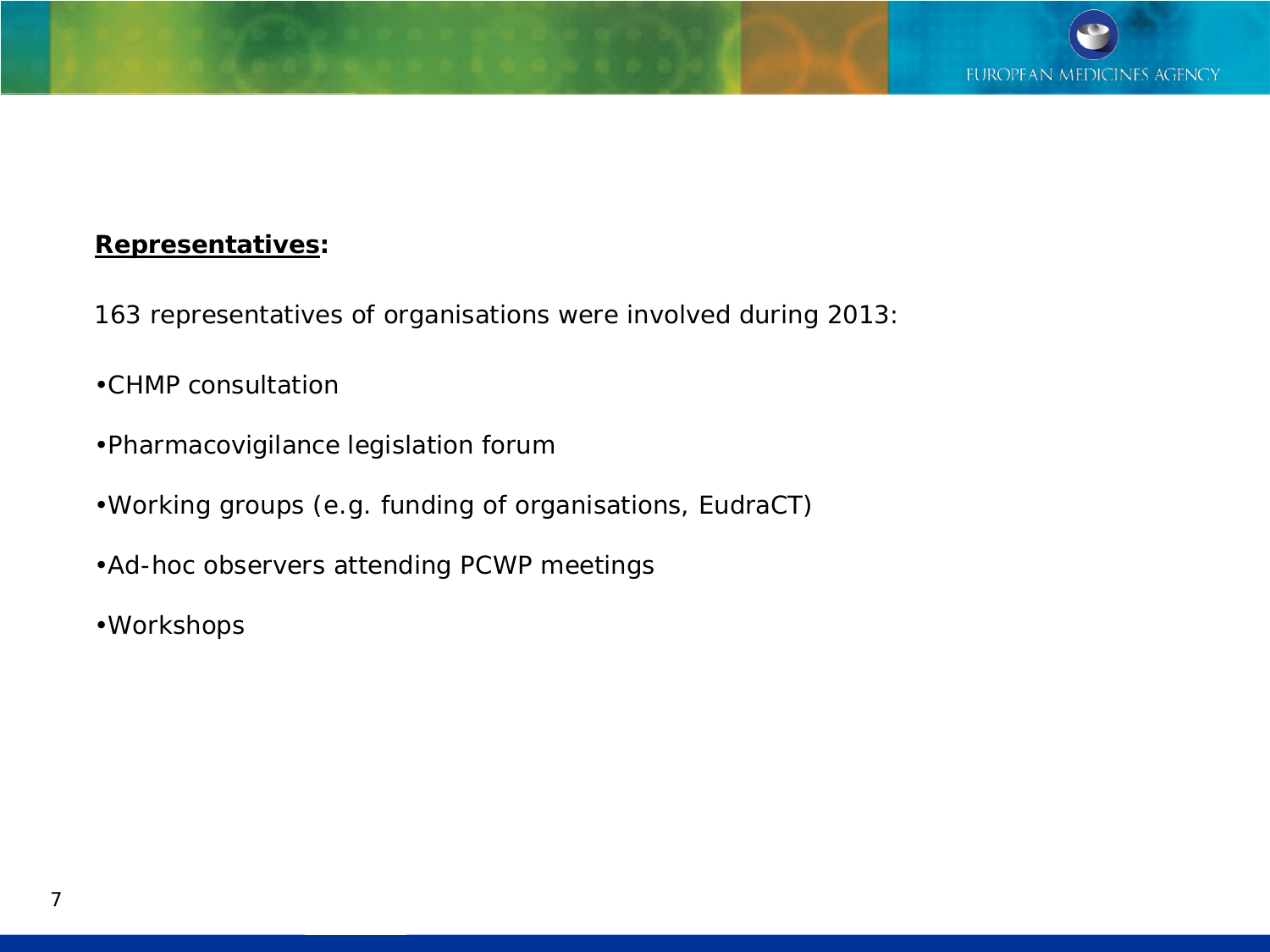**Representatives:**

163 representatives of organisations were involved during 2013:

- CHMP consultation
- Pharmacovigilance legislation forum
- Working groups (e.g. funding of organisations, EudraCT)
- Ad-hoc observers attending PCWP meetings
- Workshops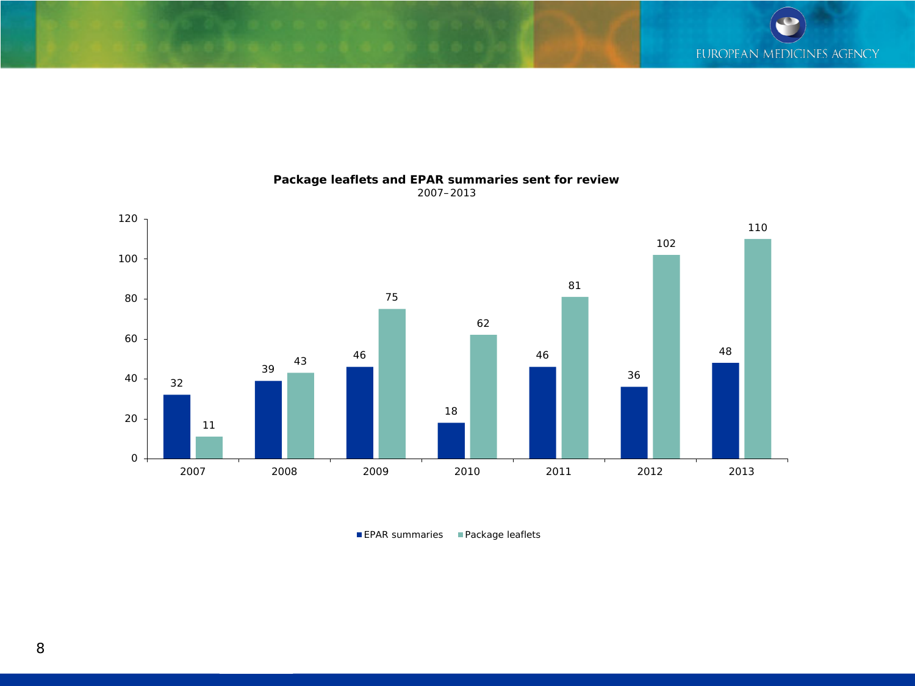**Package leaflets and EPAR summaries sent for review**
2007–2013

| Year | EPAR summaries | Package leaflets |
|---|---|---|
| 2007 | 32 | 11 |
| 2008 | 39 | 43 |
| 2009 | 46 | 75 |
| 2010 | 18 | 62 |
| 2011 | 46 | 81 |
| 2012 | 36 | 102 |
| 2013 | 48 | 110 |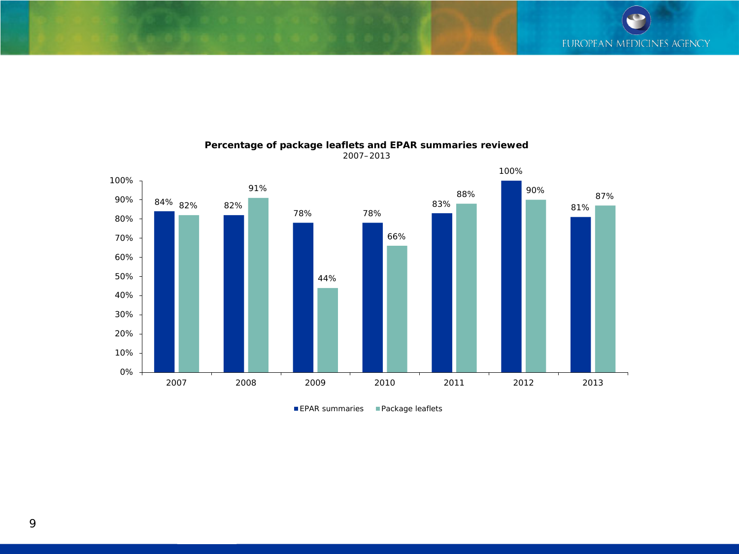**Percentage of package leaflets and EPAR summaries reviewed**
2007–2013

| Year | EPAR summaries | Package leaflets |
|---|---|---|
| 2007 | 84% | 82% |
| 2008 | 82% | 91% |
| 2009 | 78% | 44% |
| 2010 | 78% | 66% |
| 2011 | 83% | 88% |
| 2012 | 100% | 90% |
| 2013 | 81% | 87% |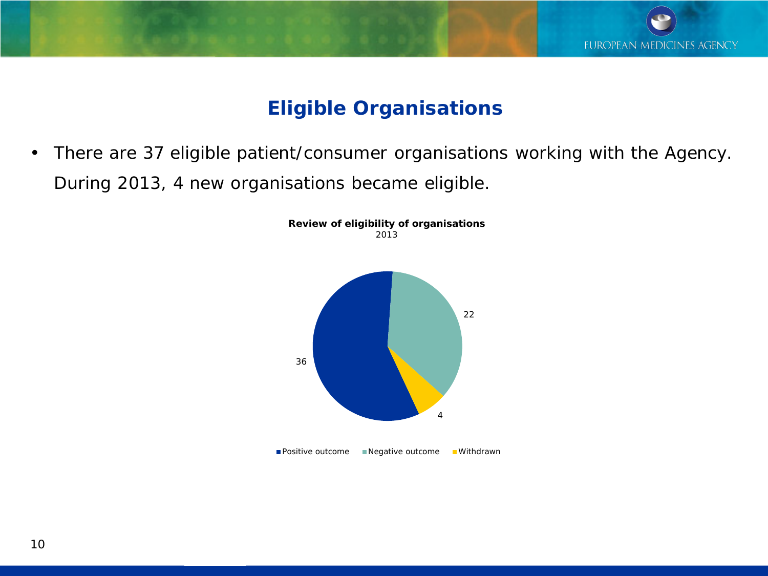# Eligible Organisations

- There are 37 eligible patient/consumer organisations working with the Agency. During 2013, 4 new organisations became eligible.

**Review of eligibility of organisations**
2013

| Outcome | Number |
|---|---|
| Positive outcome | 36 |
| Negative outcome | 22 |
| Withdrawn | 4 |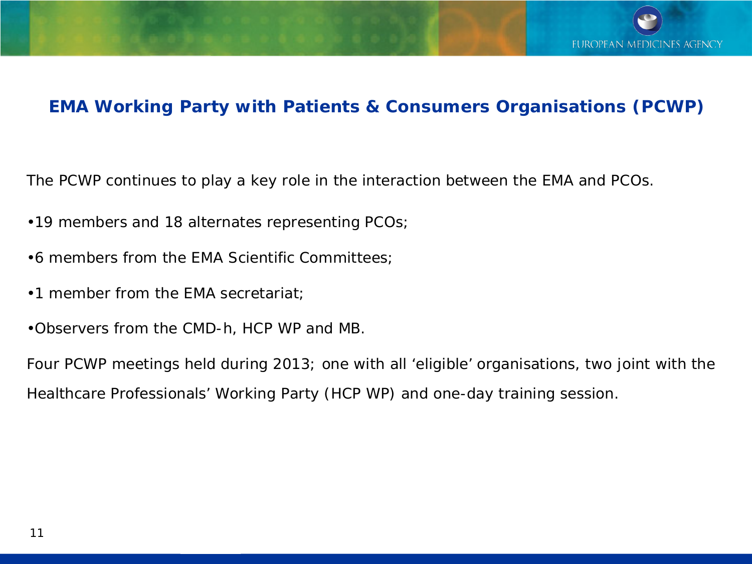## EMA Working Party with Patients & Consumers Organisations (PCWP)

The PCWP continues to play a key role in the interaction between the EMA and PCOs.

- 19 members and 18 alternates representing PCOs;
- 6 members from the EMA Scientific Committees;
- 1 member from the EMA secretariat;
- Observers from the CMD-h, HCP WP and MB.

Four PCWP meetings held during 2013; one with all 'eligible' organisations, two joint with the Healthcare Professionals' Working Party (HCP WP) and one-day training session.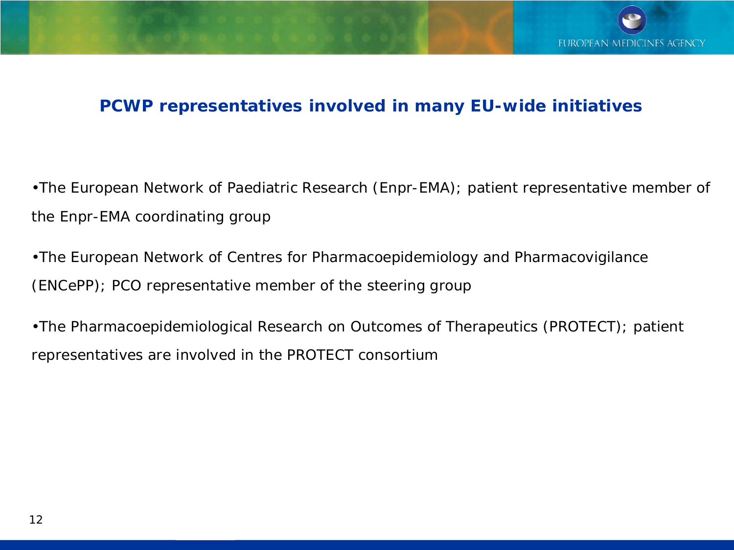## PCWP representatives involved in many EU-wide initiatives

- The European Network of Paediatric Research (Enpr-EMA); patient representative member of the Enpr-EMA coordinating group
- The European Network of Centres for Pharmacoepidemiology and Pharmacovigilance (ENCePP); PCO representative member of the steering group
- The Pharmacoepidemiological Research on Outcomes of Therapeutics (PROTECT); patient representatives are involved in the PROTECT consortium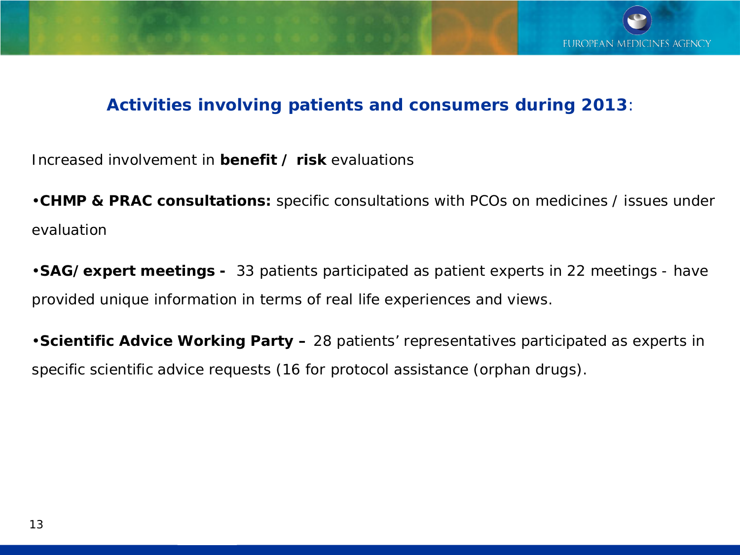## **Activities involving patients and consumers during 2013**:

Increased involvement in **benefit / risk** evaluations

- **CHMP & PRAC consultations:** specific consultations with PCOs on medicines / issues under evaluation
- **SAG/expert meetings -** 33 patients participated as patient experts in 22 meetings - have provided unique information in terms of real life experiences and views.
- **Scientific Advice Working Party –** 28 patients' representatives participated as experts in specific scientific advice requests (16 for protocol assistance (orphan drugs).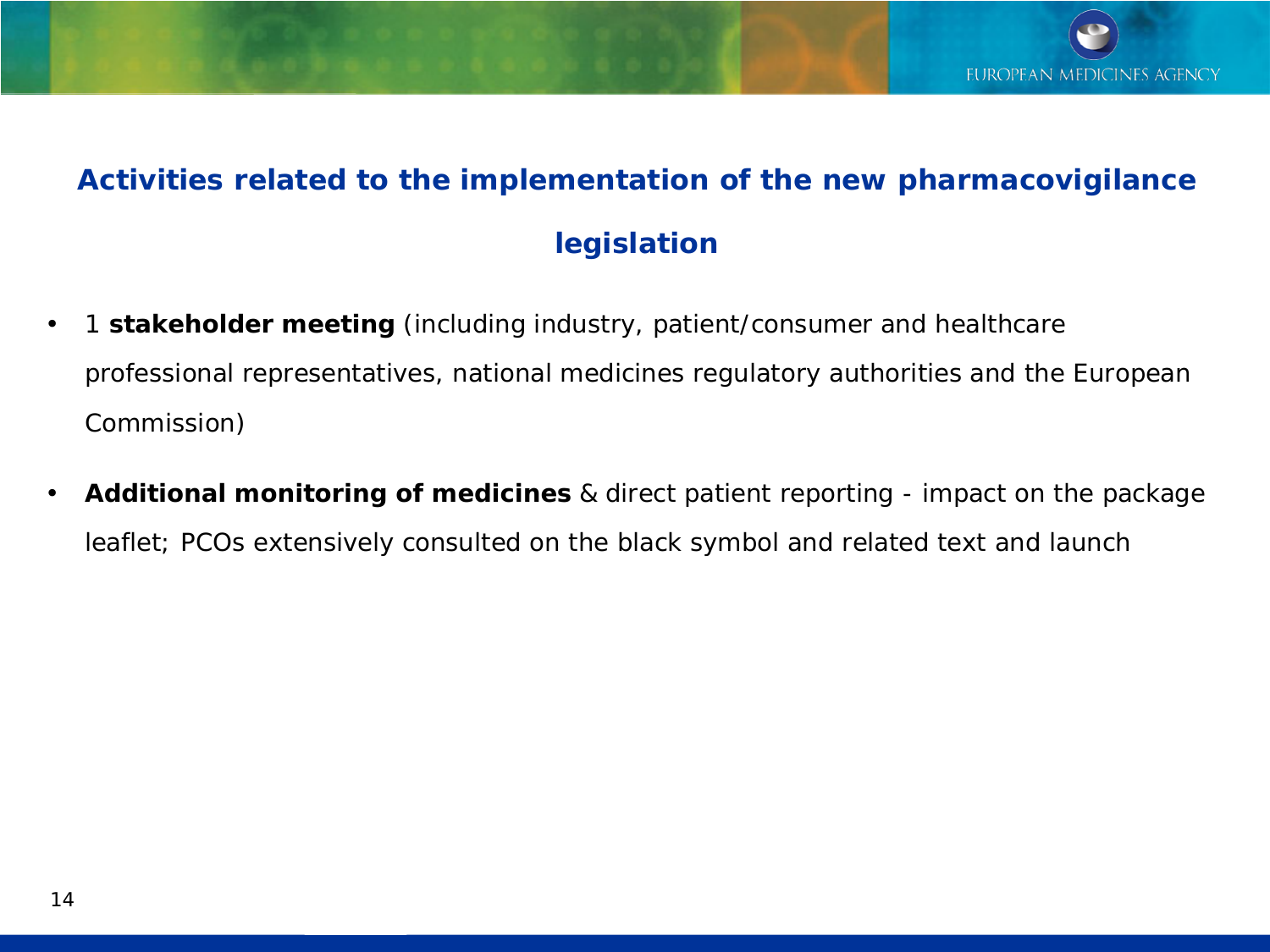## Activities related to the implementation of the new pharmacovigilance legislation

- 1 **stakeholder meeting** (including industry, patient/consumer and healthcare professional representatives, national medicines regulatory authorities and the European Commission)
- **Additional monitoring of medicines** & direct patient reporting - impact on the package leaflet; PCOs extensively consulted on the black symbol and related text and launch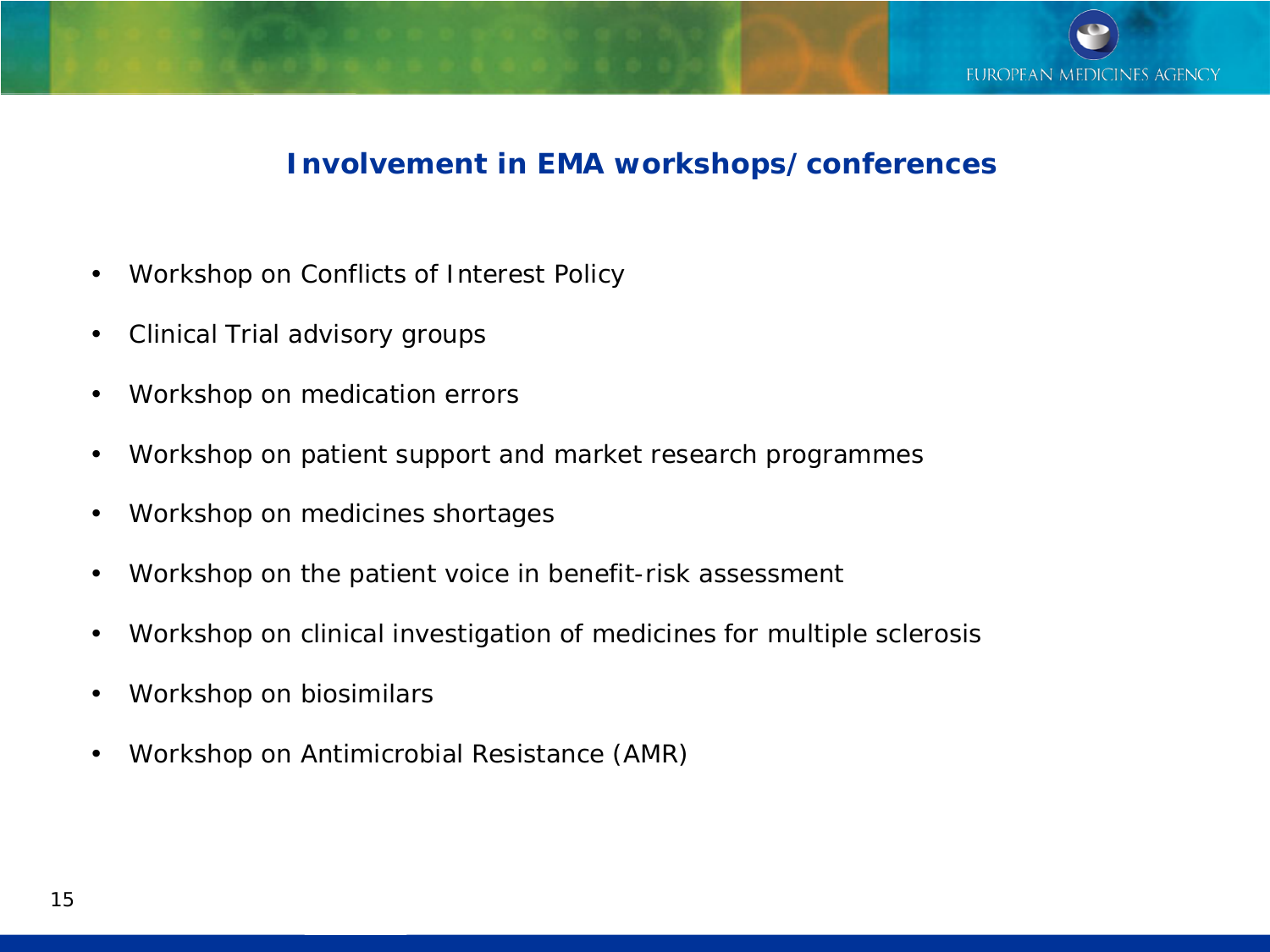## Involvement in EMA workshops/conferences

- Workshop on Conflicts of Interest Policy
- Clinical Trial advisory groups
- Workshop on medication errors
- Workshop on patient support and market research programmes
- Workshop on medicines shortages
- Workshop on the patient voice in benefit-risk assessment
- Workshop on clinical investigation of medicines for multiple sclerosis
- Workshop on biosimilars
- Workshop on Antimicrobial Resistance (AMR)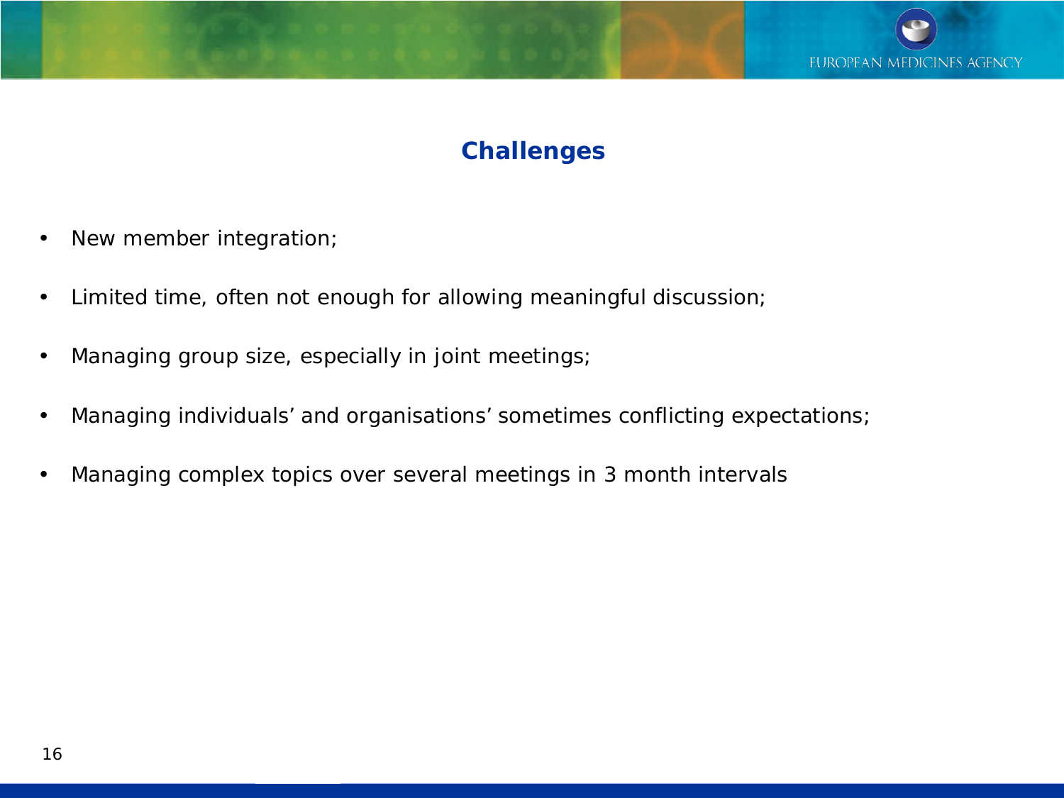# Challenges

- New member integration;
- Limited time, often not enough for allowing meaningful discussion;
- Managing group size, especially in joint meetings;
- Managing individuals' and organisations' sometimes conflicting expectations;
- Managing complex topics over several meetings in 3 month intervals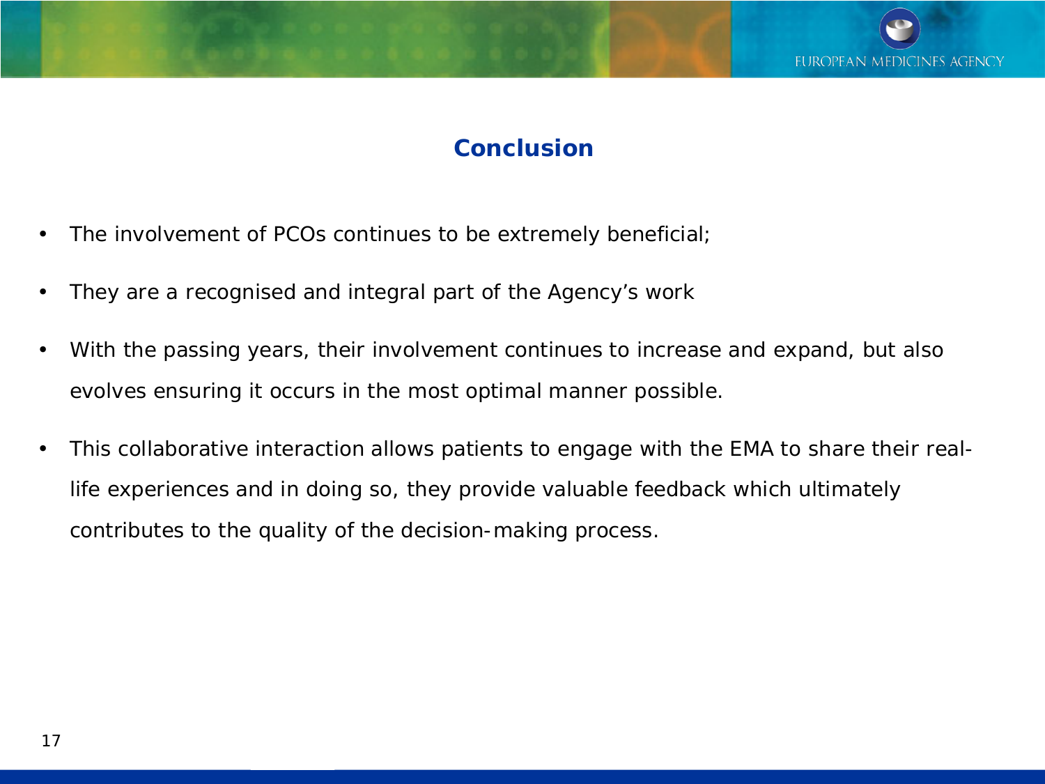# Conclusion

- The involvement of PCOs continues to be extremely beneficial;
- They are a recognised and integral part of the Agency's work
- With the passing years, their involvement continues to increase and expand, but also evolves ensuring it occurs in the most optimal manner possible.
- This collaborative interaction allows patients to engage with the EMA to share their real-life experiences and in doing so, they provide valuable feedback which ultimately contributes to the quality of the decision-making process.